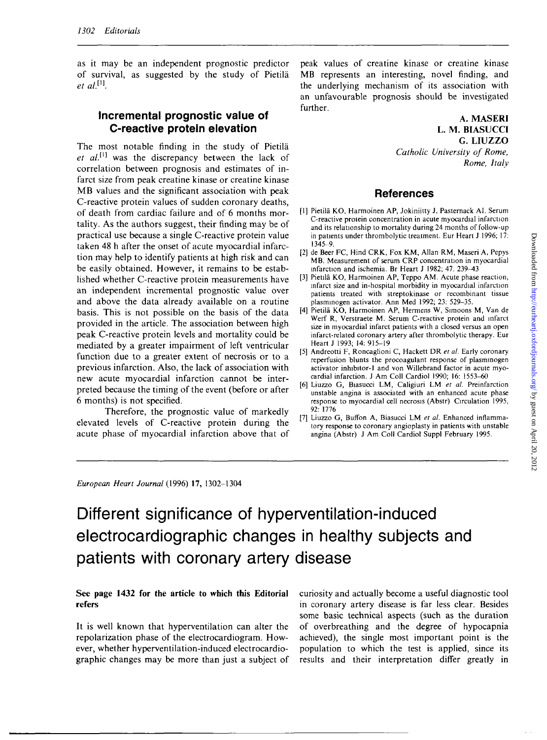as it may be an independent prognostic predictor of survival, as suggested by the study of Pietilä *et al.*[1].

## Incremental prognostic value of C-reactive protein elevation

The most notable finding in the study of Pietilä *et al.*[1] was the discrepancy between the lack of correlation between prognosis and estimates of infarct size from peak creatine kinase or creatine kinase MB values and the significant association with peak C-reactive protein values of sudden coronary deaths, of death from cardiac failure and of 6 months mortality. As the authors suggest, their finding may be of practical use because a single C-reactive protein value taken 48 h after the onset of acute myocardial infarction may help to identify patients at high risk and can be easily obtained. However, it remains to be established whether C-reactive protein measurements have an independent incremental prognostic value over and above the data already available on a routine basis. This is not possible on the basis of the data provided in the article. The association between high peak C-reactive protein levels and mortality could be mediated by a greater impairment of left ventricular function due to a greater extent of necrosis or to a previous infarction. Also, the lack of association with new acute myocardial infarction cannot be interpreted because the timing of the event (before or after 6 months) is not specified.

Therefore, the prognostic value of markedly elevated levels of C-reactive protein during the acute phase of myocardial infarction above that of peak values of creatine kinase or creatine kinase MB represents an interesting, novel finding, and the underlying mechanism of its association with an unfavourable prognosis should be investigated further.

**A. MASERI**
**L. M. BIASUCCI**
**G. LIUZZO**
*Catholic University of Rome, Rome, Italy*

## References

[1] Pietilä KO, Harmoinen AP, Jokiniitty J, Pasternack AI. Serum C-reactive protein concentration in acute myocardial infarction and its relationship to mortality during 24 months of follow-up in patients under thrombolytic treatment. Eur Heart J 1996; 17: 1345–9.

[2] de Beer FC, Hind CRK, Fox KM, Allan RM, Maseri A, Pepys MB. Measurement of serum CRP concentration in myocardial infarction and ischemia. Br Heart J 1982; 47: 239–43

[3] Pietilä KO, Harmoinen AP, Teppo AM. Acute phase reaction, infarct size and in-hospital morbidity in myocardial infarction patients treated with streptokinase or recombinant tissue plasminogen activator. Ann Med 1992; 23: 529–35.

[4] Pietilä KO, Harmoinen AP, Hermens W, Simoons M, Van de Werf R, Verstraete M. Serum C-reactive protein and infarct size in myocardial infarct patients with a closed versus an open infarct-related coronary artery after thrombolytic therapy. Eur Heart J 1993; 14: 915–19

[5] Andreotti F, Roncaglioni C, Hackett DR *et al.* Early coronary reperfusion blunts the procoagulant response of plasminogen activator inhibitor-1 and von Willebrand factor in acute myocardial infarction. J Am Coll Cardiol 1990; 16: 1553–60

[6] Liuzzo G, Biasucci LM, Caligiuri LM *et al.* Preinfarction unstable angina is associated with an enhanced acute phase response to myocardial cell necrosis (Abstr) Circulation 1995, 92: 1776

[7] Liuzzo G, Buffon A, Biasucci LM *et al.* Enhanced inflammatory response to coronary angioplasty in patients with unstable angina (Abstr) J Am Coll Cardiol Suppl February 1995.

---

*European Heart Journal* (1996) **17**, 1302–1304

# Different significance of hyperventilation-induced electrocardiographic changes in healthy subjects and patients with coronary artery disease

**See page 1432 for the article to which this Editorial refers**

It is well known that hyperventilation can alter the repolarization phase of the electrocardiogram. However, whether hyperventilation-induced electrocardiographic changes may be more than just a subject of curiosity and actually become a useful diagnostic tool in coronary artery disease is far less clear. Besides some basic technical aspects (such as the duration of overbreathing and the degree of hypocapnia achieved), the single most important point is the population to which the test is applied, since its results and their interpretation differ greatly in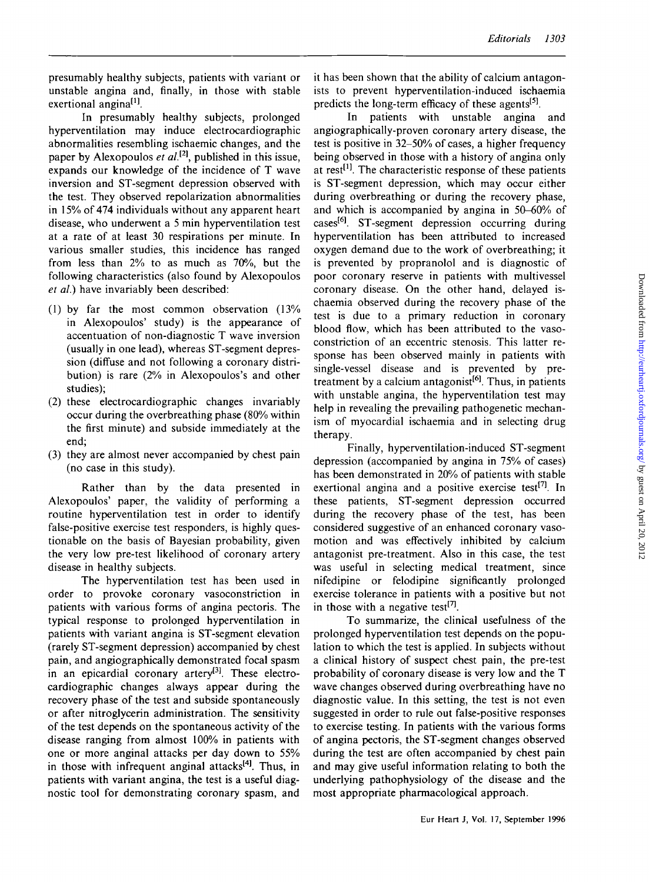presumably healthy subjects, patients with variant or unstable angina and, finally, in those with stable exertional angina[1].

In presumably healthy subjects, prolonged hyperventilation may induce electrocardiographic abnormalities resembling ischaemic changes, and the paper by Alexopoulos *et al.*[2], published in this issue, expands our knowledge of the incidence of T wave inversion and ST-segment depression observed with the test. They observed repolarization abnormalities in 15% of 474 individuals without any apparent heart disease, who underwent a 5 min hyperventilation test at a rate of at least 30 respirations per minute. In various smaller studies, this incidence has ranged from less than 2% to as much as 70%, but the following characteristics (also found by Alexopoulos *et al.*) have invariably been described:

1. by far the most common observation (13% in Alexopoulos' study) is the appearance of accentuation of non-diagnostic T wave inversion (usually in one lead), whereas ST-segment depression (diffuse and not following a coronary distribution) is rare (2% in Alexopoulos's and other studies);
2. these electrocardiographic changes invariably occur during the overbreathing phase (80% within the first minute) and subside immediately at the end;
3. they are almost never accompanied by chest pain (no case in this study).

Rather than by the data presented in Alexopoulos' paper, the validity of performing a routine hyperventilation test in order to identify false-positive exercise test responders, is highly questionable on the basis of Bayesian probability, given the very low pre-test likelihood of coronary artery disease in healthy subjects.

The hyperventilation test has been used in order to provoke coronary vasoconstriction in patients with various forms of angina pectoris. The typical response to prolonged hyperventilation in patients with variant angina is ST-segment elevation (rarely ST-segment depression) accompanied by chest pain, and angiographically demonstrated focal spasm in an epicardial coronary artery[3]. These electrocardiographic changes always appear during the recovery phase of the test and subside spontaneously or after nitroglycerin administration. The sensitivity of the test depends on the spontaneous activity of the disease ranging from almost 100% in patients with one or more anginal attacks per day down to 55% in those with infrequent anginal attacks[4]. Thus, in patients with variant angina, the test is a useful diagnostic tool for demonstrating coronary spasm, and it has been shown that the ability of calcium antagonists to prevent hyperventilation-induced ischaemia predicts the long-term efficacy of these agents[5].

In patients with unstable angina and angiographically-proven coronary artery disease, the test is positive in 32–50% of cases, a higher frequency being observed in those with a history of angina only at rest[1]. The characteristic response of these patients is ST-segment depression, which may occur either during overbreathing or during the recovery phase, and which is accompanied by angina in 50–60% of cases[6]. ST-segment depression occurring during hyperventilation has been attributed to increased oxygen demand due to the work of overbreathing; it is prevented by propranolol and is diagnostic of poor coronary reserve in patients with multivessel coronary disease. On the other hand, delayed ischaemia observed during the recovery phase of the test is due to a primary reduction in coronary blood flow, which has been attributed to the vasoconstriction of an eccentric stenosis. This latter response has been observed mainly in patients with single-vessel disease and is prevented by pretreatment by a calcium antagonist[6]. Thus, in patients with unstable angina, the hyperventilation test may help in revealing the prevailing pathogenetic mechanism of myocardial ischaemia and in selecting drug therapy.

Finally, hyperventilation-induced ST-segment depression (accompanied by angina in 75% of cases) has been demonstrated in 20% of patients with stable exertional angina and a positive exercise test[7]. In these patients, ST-segment depression occurred during the recovery phase of the test, has been considered suggestive of an enhanced coronary vasomotion and was effectively inhibited by calcium antagonist pre-treatment. Also in this case, the test was useful in selecting medical treatment, since nifedipine or felodipine significantly prolonged exercise tolerance in patients with a positive but not in those with a negative test[7].

To summarize, the clinical usefulness of the prolonged hyperventilation test depends on the population to which the test is applied. In subjects without a clinical history of suspect chest pain, the pre-test probability of coronary disease is very low and the T wave changes observed during overbreathing have no diagnostic value. In this setting, the test is not even suggested in order to rule out false-positive responses to exercise testing. In patients with the various forms of angina pectoris, the ST-segment changes observed during the test are often accompanied by chest pain and may give useful information relating to both the underlying pathophysiology of the disease and the most appropriate pharmacological approach.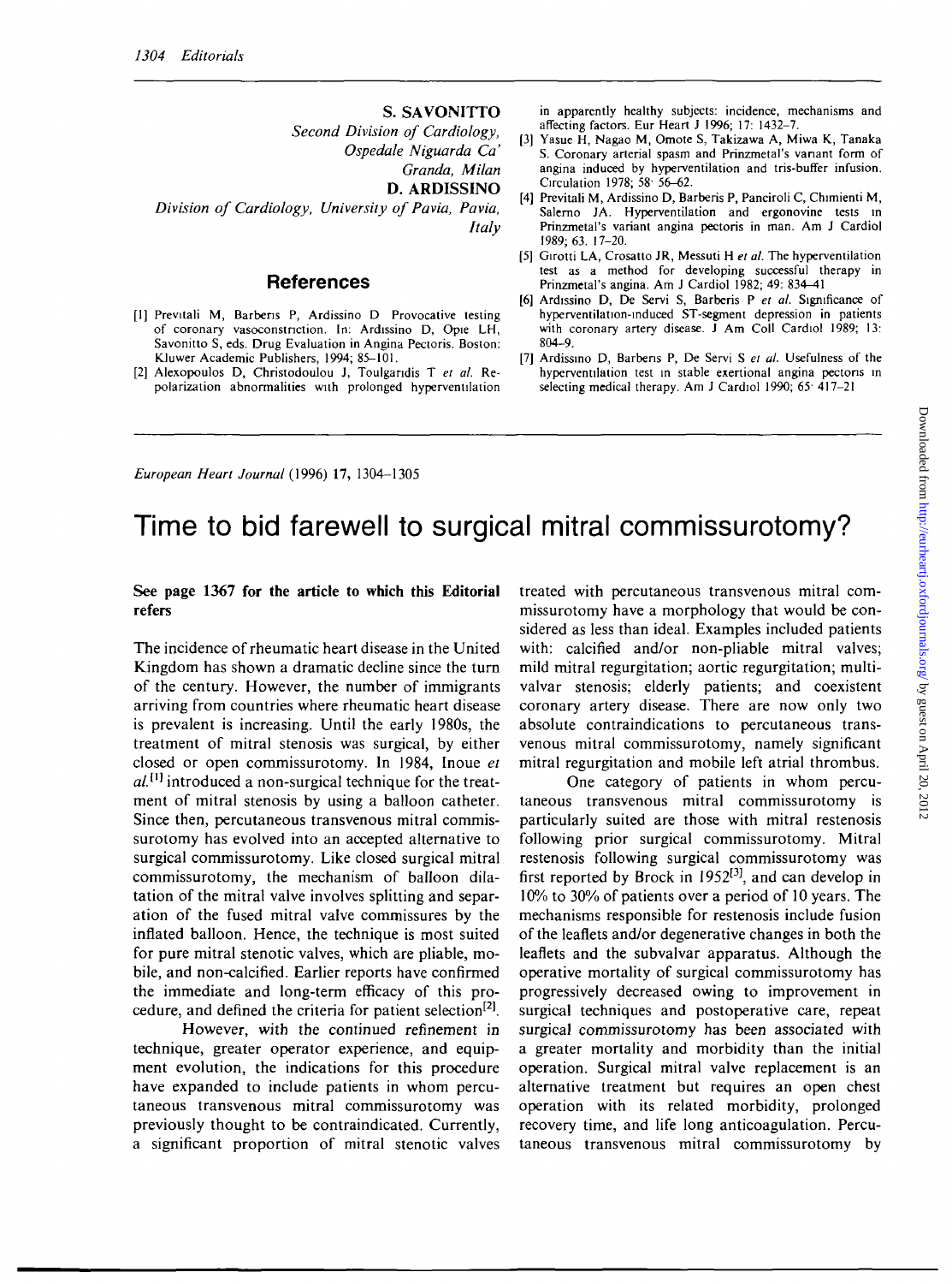**S. SAVONITTO**
*Second Division of Cardiology, Ospedale Niguarda Ca' Granda, Milan*

**D. ARDISSINO**
*Division of Cardiology, University of Pavia, Pavia, Italy*

## References

[1] Previtali M, Barberis P, Ardissino D. Provocative testing of coronary vasoconstriction. In: Ardissino D, Opie LH, Savonitto S, eds. Drug Evaluation in Angina Pectoris. Boston: Kluwer Academic Publishers, 1994; 85–101.

[2] Alexopoulos D, Christodoulou J, Toulgaridis T *et al.* Repolarization abnormalities with prolonged hyperventilation in apparently healthy subjects: incidence, mechanisms and affecting factors. Eur Heart J 1996; 17: 1432–7.

[3] Yasue H, Nagao M, Omote S, Takizawa A, Miwa K, Tanaka S. Coronary arterial spasm and Prinzmetal's variant form of angina induced by hyperventilation and tris-buffer infusion. Circulation 1978; 58: 56–62.

[4] Previtali M, Ardissino D, Barberis P, Panciroli C, Chimienti M, Salerno JA. Hyperventilation and ergonovine tests in Prinzmetal's variant angina pectoris in man. Am J Cardiol 1989; 63: 17–20.

[5] Girotti LA, Crosatto JR, Messuti H *et al.* The hyperventilation test as a method for developing successful therapy in Prinzmetal's angina. Am J Cardiol 1982; 49: 834–41

[6] Ardissino D, De Servi S, Barberis P *et al.* Significance of hyperventilation-induced ST-segment depression in patients with coronary artery disease. J Am Coll Cardiol 1989; 13: 804–9.

[7] Ardissino D, Barberis P, De Servi S *et al.* Usefulness of the hyperventilation test in stable exertional angina pectoris in selecting medical therapy. Am J Cardiol 1990; 65: 417–21

---

*European Heart Journal* (1996) **17**, 1304–1305

# Time to bid farewell to surgical mitral commissurotomy?

**See page 1367 for the article to which this Editorial refers**

The incidence of rheumatic heart disease in the United Kingdom has shown a dramatic decline since the turn of the century. However, the number of immigrants arriving from countries where rheumatic heart disease is prevalent is increasing. Until the early 1980s, the treatment of mitral stenosis was surgical, by either closed or open commissurotomy. In 1984, Inoue *et al.*[1] introduced a non-surgical technique for the treatment of mitral stenosis by using a balloon catheter. Since then, percutaneous transvenous mitral commissurotomy has evolved into an accepted alternative to surgical commissurotomy. Like closed surgical mitral commissurotomy, the mechanism of balloon dilatation of the mitral valve involves splitting and separation of the fused mitral valve commissures by the inflated balloon. Hence, the technique is most suited for pure mitral stenotic valves, which are pliable, mobile, and non-calcified. Earlier reports have confirmed the immediate and long-term efficacy of this procedure, and defined the criteria for patient selection[2].

However, with the continued refinement in technique, greater operator experience, and equipment evolution, the indications for this procedure have expanded to include patients in whom percutaneous transvenous mitral commissurotomy was previously thought to be contraindicated. Currently, a significant proportion of mitral stenotic valves treated with percutaneous transvenous mitral commissurotomy have a morphology that would be considered as less than ideal. Examples included patients with: calcified and/or non-pliable mitral valves; mild mitral regurgitation; aortic regurgitation; multivalvar stenosis; elderly patients; and coexistent coronary artery disease. There are now only two absolute contraindications to percutaneous transvenous mitral commissurotomy, namely significant mitral regurgitation and mobile left atrial thrombus.

One category of patients in whom percutaneous transvenous mitral commissurotomy is particularly suited are those with mitral restenosis following prior surgical commissurotomy. Mitral restenosis following surgical commissurotomy was first reported by Brock in 1952[3], and can develop in 10% to 30% of patients over a period of 10 years. The mechanisms responsible for restenosis include fusion of the leaflets and/or degenerative changes in both the leaflets and the subvalvar apparatus. Although the operative mortality of surgical commissurotomy has progressively decreased owing to improvement in surgical techniques and postoperative care, repeat surgical commissurotomy has been associated with a greater mortality and morbidity than the initial operation. Surgical mitral valve replacement is an alternative treatment but requires an open chest operation with its related morbidity, prolonged recovery time, and life long anticoagulation. Percutaneous transvenous mitral commissurotomy by